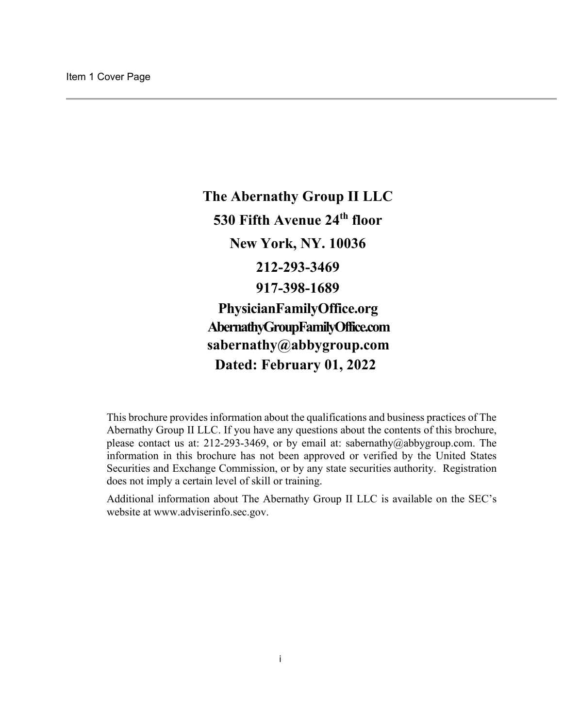Item 1 Cover Page

**The Abernathy Group II LLC**

**530 Fifth Avenue 24th floor**

**New York, NY. 10036**

**212-293-3469**

**917-398-1689**

**PhysicianFamilyOffice.org**

**AbernathyGroupFamilyOffice.com**

**sabernathy@abbygroup.com**

**Dated: February 01, 2022**

This brochure provides information about the qualifications and business practices of The Abernathy Group II LLC. If you have any questions about the contents of this brochure, please contact us at: 212-293-3469, or by email at: sabernathy@abbygroup.com. The information in this brochure has not been approved or verified by the United States Securities and Exchange Commission, or by any state securities authority. Registration does not imply a certain level of skill or training.

Additional information about The Abernathy Group II LLC is available on the SEC's website at www.adviserinfo.sec.gov.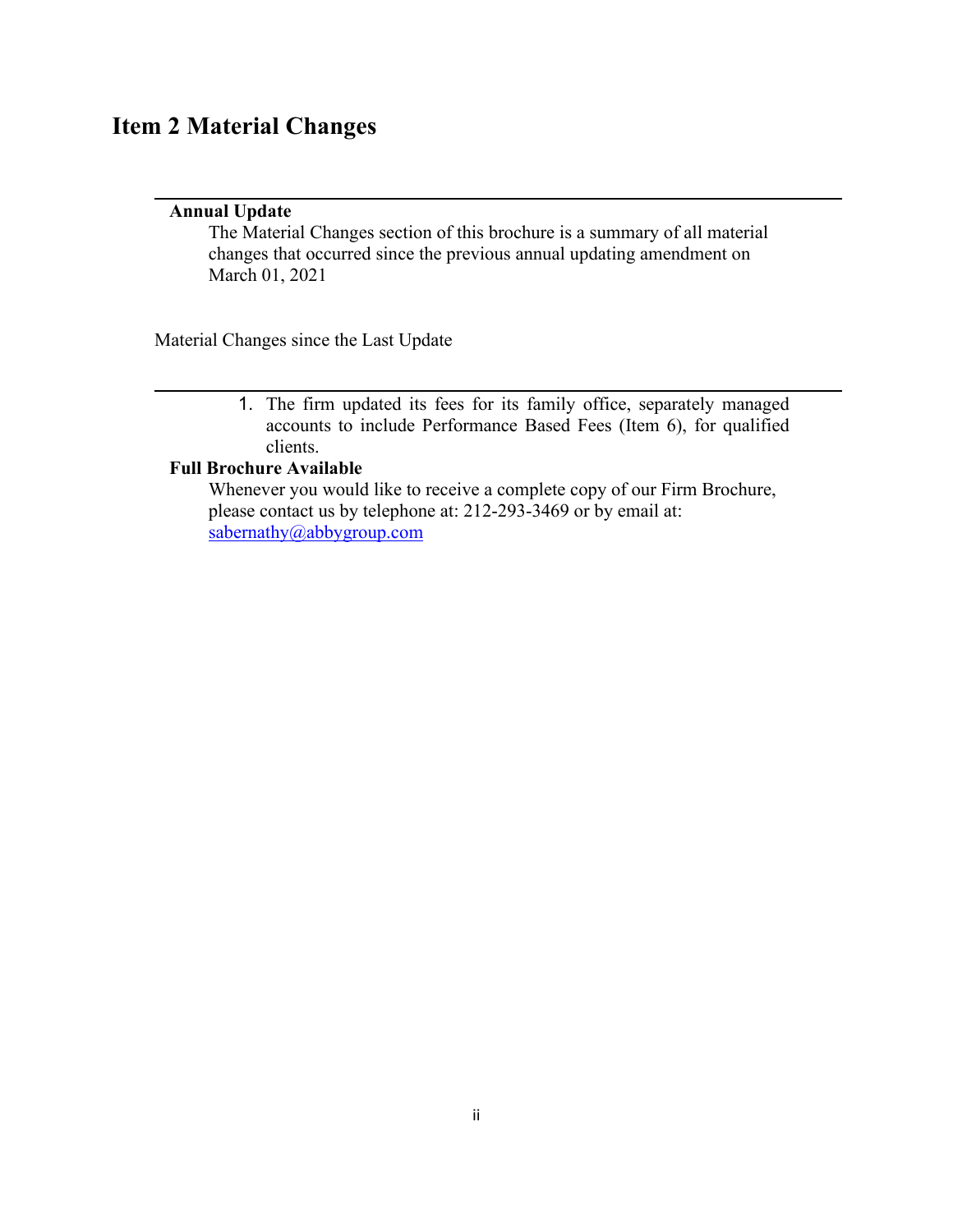# Item 2 Material Changes

**Annual Update**

The Material Changes section of this brochure is a summary of all material changes that occurred since the previous annual updating amendment on March 01, 2021

Material Changes since the Last Update

1. The firm updated its fees for its family office, separately managed accounts to include Performance Based Fees (Item 6), for qualified clients.

**Full Brochure Available**

Whenever you would like to receive a complete copy of our Firm Brochure, please contact us by telephone at: 212-293-3469 or by email at: sabernathy@abbygroup.com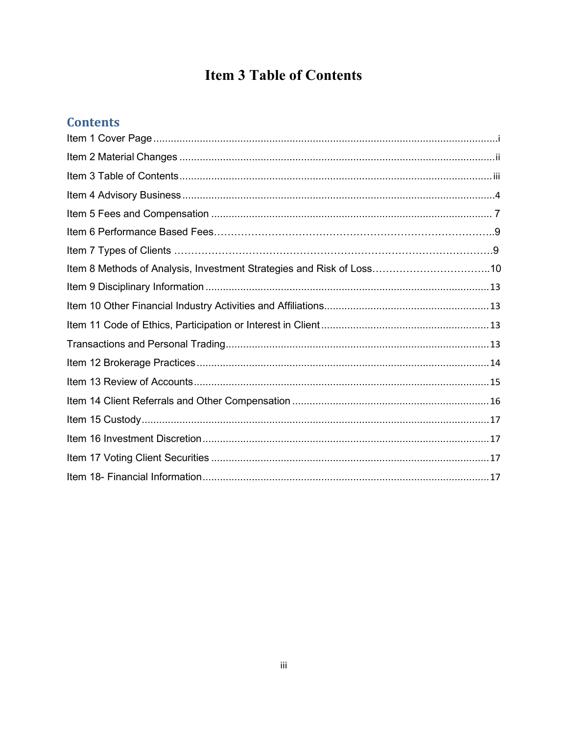# Item 3 Table of Contents

## Contents

Item 1 Cover Page ....................................................................................................................i

Item 2 Material Changes ..........................................................................................................ii

Item 3 Table of Contents .........................................................................................................iii

Item 4 Advisory Business .........................................................................................................4

Item 5 Fees and Compensation .............................................................................................. 7

Item 6 Performance Based Fees…………………………………………………………………..9

Item 7 Types of Clients …………………………………………………………………………….9

Item 8 Methods of Analysis, Investment Strategies and Risk of Loss……………………………..10

Item 9 Disciplinary Information ...............................................................................................13

Item 10 Other Financial Industry Activities and Affiliations.......................................................13

Item 11 Code of Ethics, Participation or Interest in Client .........................................................13

Transactions and Personal Trading..........................................................................................13

Item 12 Brokerage Practices ...................................................................................................14

Item 13 Review of Accounts....................................................................................................15

Item 14 Client Referrals and Other Compensation ..................................................................16

Item 15 Custody.....................................................................................................................17

Item 16 Investment Discretion.................................................................................................17

Item 17 Voting Client Securities ..............................................................................................17

Item 18- Financial Information.................................................................................................17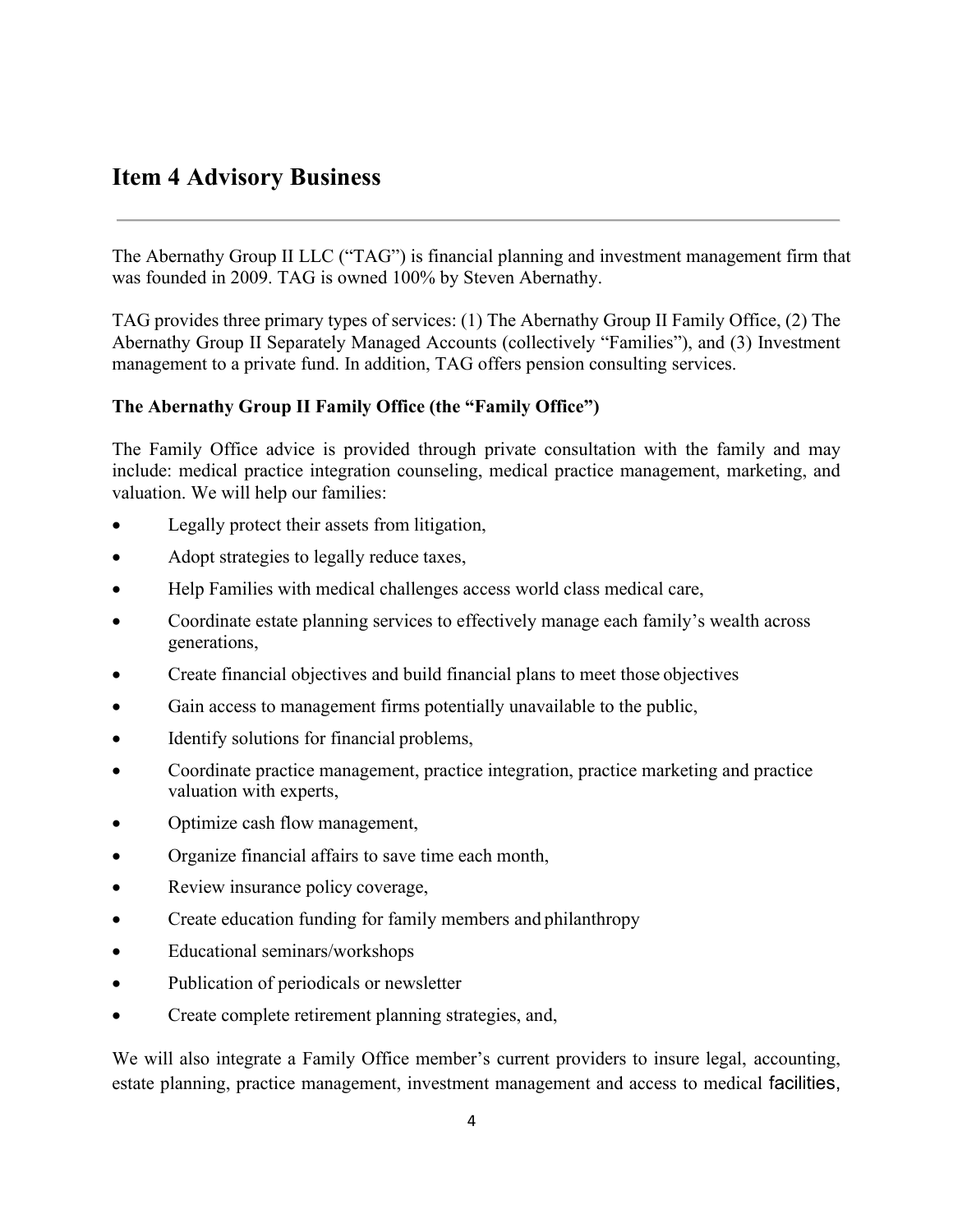## Item 4 Advisory Business

The Abernathy Group II LLC ("TAG") is financial planning and investment management firm that was founded in 2009. TAG is owned 100% by Steven Abernathy.

TAG provides three primary types of services: (1) The Abernathy Group II Family Office, (2) The Abernathy Group II Separately Managed Accounts (collectively "Families"), and (3) Investment management to a private fund. In addition, TAG offers pension consulting services.

**The Abernathy Group II Family Office (the "Family Office")**

The Family Office advice is provided through private consultation with the family and may include: medical practice integration counseling, medical practice management, marketing, and valuation. We will help our families:

- Legally protect their assets from litigation,
- Adopt strategies to legally reduce taxes,
- Help Families with medical challenges access world class medical care,
- Coordinate estate planning services to effectively manage each family's wealth across generations,
- Create financial objectives and build financial plans to meet those objectives
- Gain access to management firms potentially unavailable to the public,
- Identify solutions for financial problems,
- Coordinate practice management, practice integration, practice marketing and practice valuation with experts,
- Optimize cash flow management,
- Organize financial affairs to save time each month,
- Review insurance policy coverage,
- Create education funding for family members and philanthropy
- Educational seminars/workshops
- Publication of periodicals or newsletter
- Create complete retirement planning strategies, and,

We will also integrate a Family Office member's current providers to insure legal, accounting, estate planning, practice management, investment management and access to medical facilities,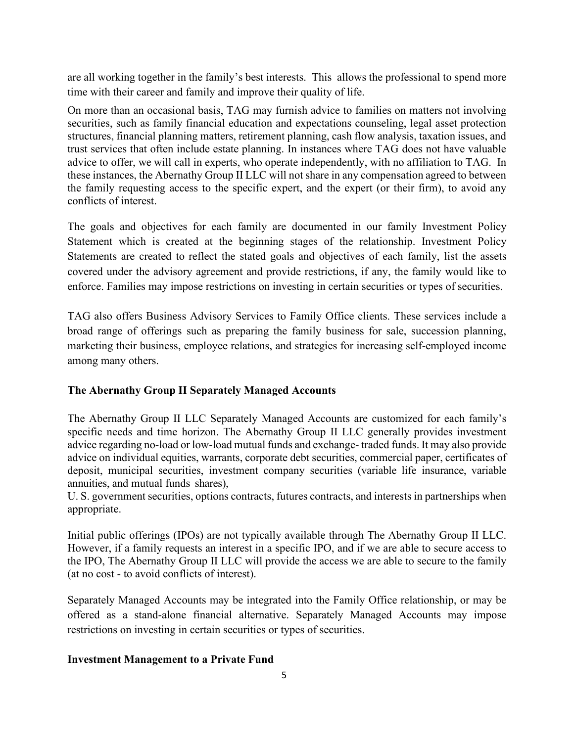are all working together in the family's best interests. This allows the professional to spend more time with their career and family and improve their quality of life.

On more than an occasional basis, TAG may furnish advice to families on matters not involving securities, such as family financial education and expectations counseling, legal asset protection structures, financial planning matters, retirement planning, cash flow analysis, taxation issues, and trust services that often include estate planning. In instances where TAG does not have valuable advice to offer, we will call in experts, who operate independently, with no affiliation to TAG. In these instances, the Abernathy Group II LLC will not share in any compensation agreed to between the family requesting access to the specific expert, and the expert (or their firm), to avoid any conflicts of interest.

The goals and objectives for each family are documented in our family Investment Policy Statement which is created at the beginning stages of the relationship. Investment Policy Statements are created to reflect the stated goals and objectives of each family, list the assets covered under the advisory agreement and provide restrictions, if any, the family would like to enforce. Families may impose restrictions on investing in certain securities or types of securities.

TAG also offers Business Advisory Services to Family Office clients. These services include a broad range of offerings such as preparing the family business for sale, succession planning, marketing their business, employee relations, and strategies for increasing self-employed income among many others.

**The Abernathy Group II Separately Managed Accounts**

The Abernathy Group II LLC Separately Managed Accounts are customized for each family's specific needs and time horizon. The Abernathy Group II LLC generally provides investment advice regarding no-load or low-load mutual funds and exchange- traded funds. It may also provide advice on individual equities, warrants, corporate debt securities, commercial paper, certificates of deposit, municipal securities, investment company securities (variable life insurance, variable annuities, and mutual funds shares),
U. S. government securities, options contracts, futures contracts, and interests in partnerships when appropriate.

Initial public offerings (IPOs) are not typically available through The Abernathy Group II LLC. However, if a family requests an interest in a specific IPO, and if we are able to secure access to the IPO, The Abernathy Group II LLC will provide the access we are able to secure to the family (at no cost - to avoid conflicts of interest).

Separately Managed Accounts may be integrated into the Family Office relationship, or may be offered as a stand-alone financial alternative. Separately Managed Accounts may impose restrictions on investing in certain securities or types of securities.

**Investment Management to a Private Fund**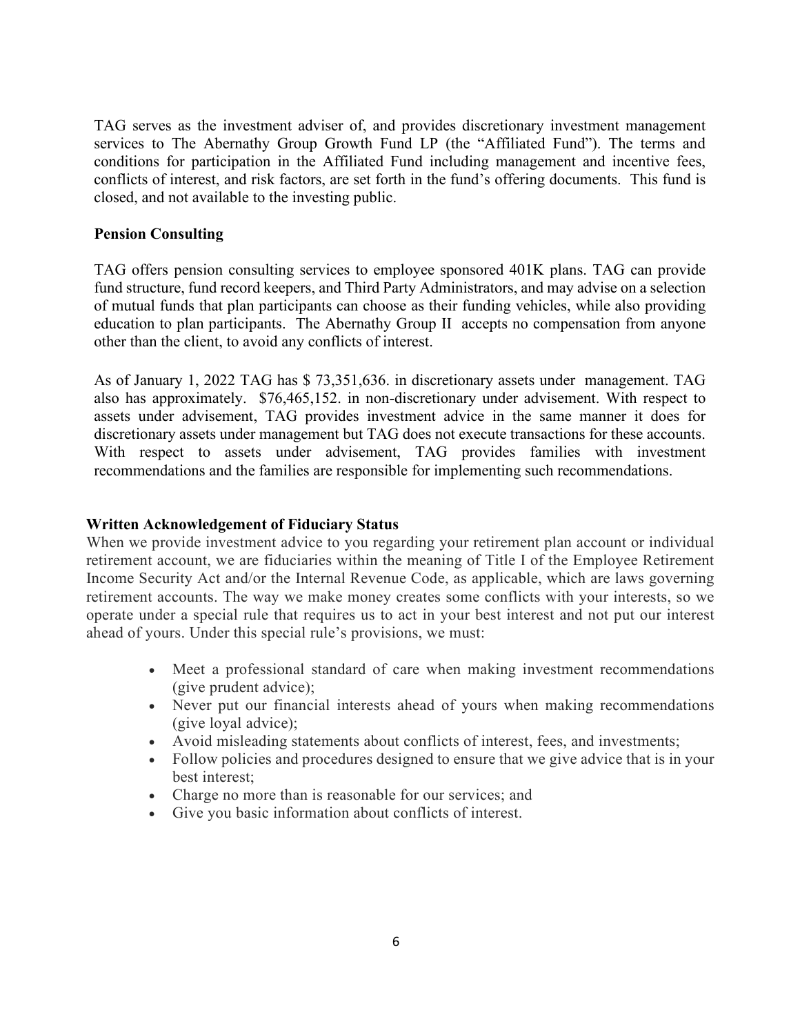TAG serves as the investment adviser of, and provides discretionary investment management services to The Abernathy Group Growth Fund LP (the "Affiliated Fund"). The terms and conditions for participation in the Affiliated Fund including management and incentive fees, conflicts of interest, and risk factors, are set forth in the fund's offering documents. This fund is closed, and not available to the investing public.

**Pension Consulting**

TAG offers pension consulting services to employee sponsored 401K plans. TAG can provide fund structure, fund record keepers, and Third Party Administrators, and may advise on a selection of mutual funds that plan participants can choose as their funding vehicles, while also providing education to plan participants. The Abernathy Group II accepts no compensation from anyone other than the client, to avoid any conflicts of interest.

As of January 1, 2022 TAG has $ 73,351,636. in discretionary assets under management. TAG also has approximately. $76,465,152. in non-discretionary under advisement. With respect to assets under advisement, TAG provides investment advice in the same manner it does for discretionary assets under management but TAG does not execute transactions for these accounts. With respect to assets under advisement, TAG provides families with investment recommendations and the families are responsible for implementing such recommendations.

**Written Acknowledgement of Fiduciary Status**

When we provide investment advice to you regarding your retirement plan account or individual retirement account, we are fiduciaries within the meaning of Title I of the Employee Retirement Income Security Act and/or the Internal Revenue Code, as applicable, which are laws governing retirement accounts. The way we make money creates some conflicts with your interests, so we operate under a special rule that requires us to act in your best interest and not put our interest ahead of yours. Under this special rule's provisions, we must:

- Meet a professional standard of care when making investment recommendations (give prudent advice);
- Never put our financial interests ahead of yours when making recommendations (give loyal advice);
- Avoid misleading statements about conflicts of interest, fees, and investments;
- Follow policies and procedures designed to ensure that we give advice that is in your best interest;
- Charge no more than is reasonable for our services; and
- Give you basic information about conflicts of interest.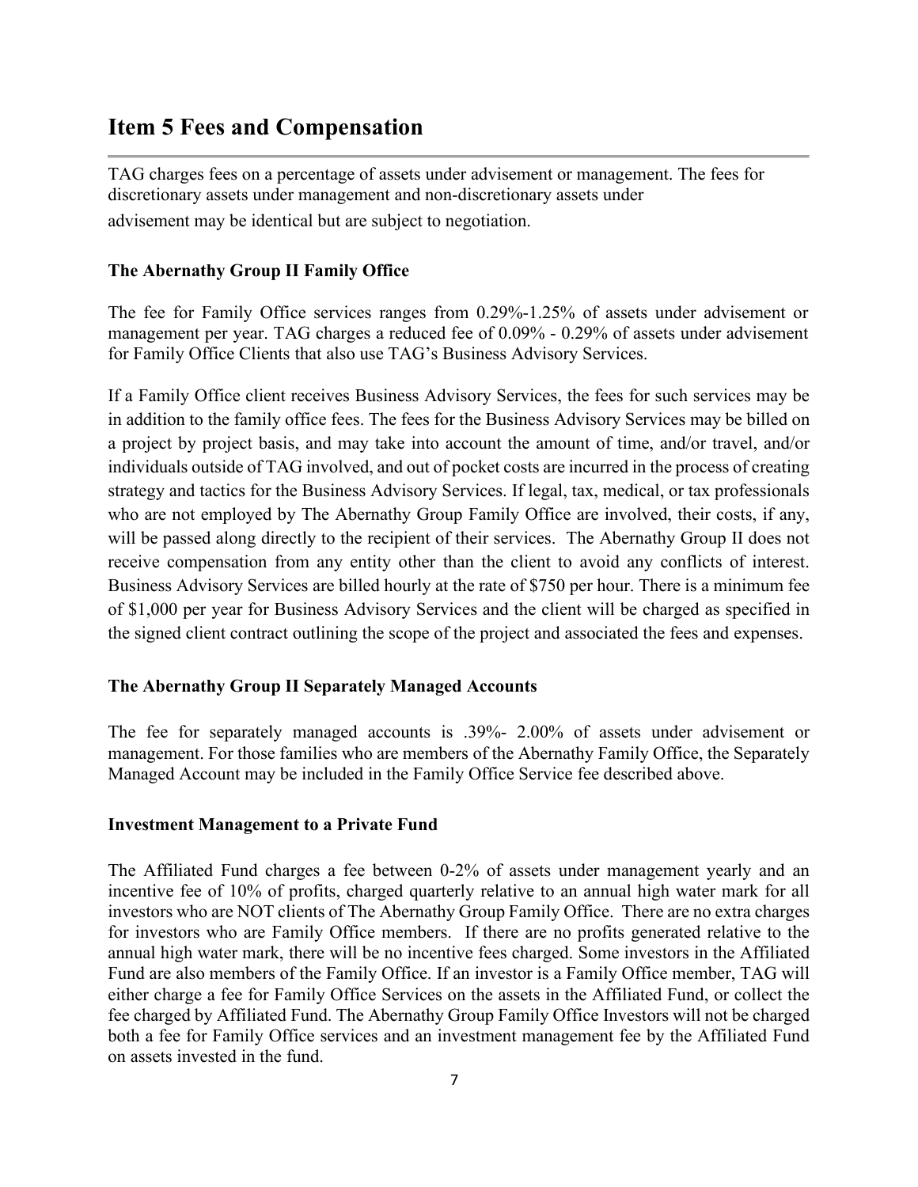## Item 5 Fees and Compensation

TAG charges fees on a percentage of assets under advisement or management. The fees for discretionary assets under management and non-discretionary assets under advisement may be identical but are subject to negotiation.

### The Abernathy Group II Family Office

The fee for Family Office services ranges from 0.29%-1.25% of assets under advisement or management per year. TAG charges a reduced fee of 0.09% - 0.29% of assets under advisement for Family Office Clients that also use TAG's Business Advisory Services.

If a Family Office client receives Business Advisory Services, the fees for such services may be in addition to the family office fees. The fees for the Business Advisory Services may be billed on a project by project basis, and may take into account the amount of time, and/or travel, and/or individuals outside of TAG involved, and out of pocket costs are incurred in the process of creating strategy and tactics for the Business Advisory Services. If legal, tax, medical, or tax professionals who are not employed by The Abernathy Group Family Office are involved, their costs, if any, will be passed along directly to the recipient of their services. The Abernathy Group II does not receive compensation from any entity other than the client to avoid any conflicts of interest. Business Advisory Services are billed hourly at the rate of $750 per hour. There is a minimum fee of $1,000 per year for Business Advisory Services and the client will be charged as specified in the signed client contract outlining the scope of the project and associated the fees and expenses.

### The Abernathy Group II Separately Managed Accounts

The fee for separately managed accounts is .39%- 2.00% of assets under advisement or management. For those families who are members of the Abernathy Family Office, the Separately Managed Account may be included in the Family Office Service fee described above.

### Investment Management to a Private Fund

The Affiliated Fund charges a fee between 0-2% of assets under management yearly and an incentive fee of 10% of profits, charged quarterly relative to an annual high water mark for all investors who are NOT clients of The Abernathy Group Family Office. There are no extra charges for investors who are Family Office members. If there are no profits generated relative to the annual high water mark, there will be no incentive fees charged. Some investors in the Affiliated Fund are also members of the Family Office. If an investor is a Family Office member, TAG will either charge a fee for Family Office Services on the assets in the Affiliated Fund, or collect the fee charged by Affiliated Fund. The Abernathy Group Family Office Investors will not be charged both a fee for Family Office services and an investment management fee by the Affiliated Fund on assets invested in the fund.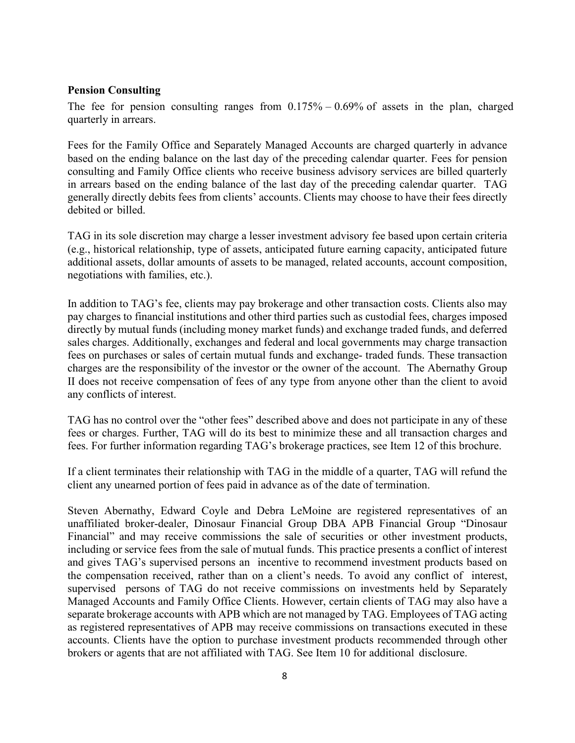**Pension Consulting**

The fee for pension consulting ranges from 0.175% – 0.69% of assets in the plan, charged quarterly in arrears.

Fees for the Family Office and Separately Managed Accounts are charged quarterly in advance based on the ending balance on the last day of the preceding calendar quarter. Fees for pension consulting and Family Office clients who receive business advisory services are billed quarterly in arrears based on the ending balance of the last day of the preceding calendar quarter. TAG generally directly debits fees from clients' accounts. Clients may choose to have their fees directly debited or billed.

TAG in its sole discretion may charge a lesser investment advisory fee based upon certain criteria (e.g., historical relationship, type of assets, anticipated future earning capacity, anticipated future additional assets, dollar amounts of assets to be managed, related accounts, account composition, negotiations with families, etc.).

In addition to TAG's fee, clients may pay brokerage and other transaction costs. Clients also may pay charges to financial institutions and other third parties such as custodial fees, charges imposed directly by mutual funds (including money market funds) and exchange traded funds, and deferred sales charges. Additionally, exchanges and federal and local governments may charge transaction fees on purchases or sales of certain mutual funds and exchange- traded funds. These transaction charges are the responsibility of the investor or the owner of the account. The Abernathy Group II does not receive compensation of fees of any type from anyone other than the client to avoid any conflicts of interest.

TAG has no control over the "other fees" described above and does not participate in any of these fees or charges. Further, TAG will do its best to minimize these and all transaction charges and fees. For further information regarding TAG's brokerage practices, see Item 12 of this brochure.

If a client terminates their relationship with TAG in the middle of a quarter, TAG will refund the client any unearned portion of fees paid in advance as of the date of termination.

Steven Abernathy, Edward Coyle and Debra LeMoine are registered representatives of an unaffiliated broker-dealer, Dinosaur Financial Group DBA APB Financial Group "Dinosaur Financial" and may receive commissions the sale of securities or other investment products, including or service fees from the sale of mutual funds. This practice presents a conflict of interest and gives TAG's supervised persons an incentive to recommend investment products based on the compensation received, rather than on a client's needs. To avoid any conflict of interest, supervised persons of TAG do not receive commissions on investments held by Separately Managed Accounts and Family Office Clients. However, certain clients of TAG may also have a separate brokerage accounts with APB which are not managed by TAG. Employees of TAG acting as registered representatives of APB may receive commissions on transactions executed in these accounts. Clients have the option to purchase investment products recommended through other brokers or agents that are not affiliated with TAG. See Item 10 for additional disclosure.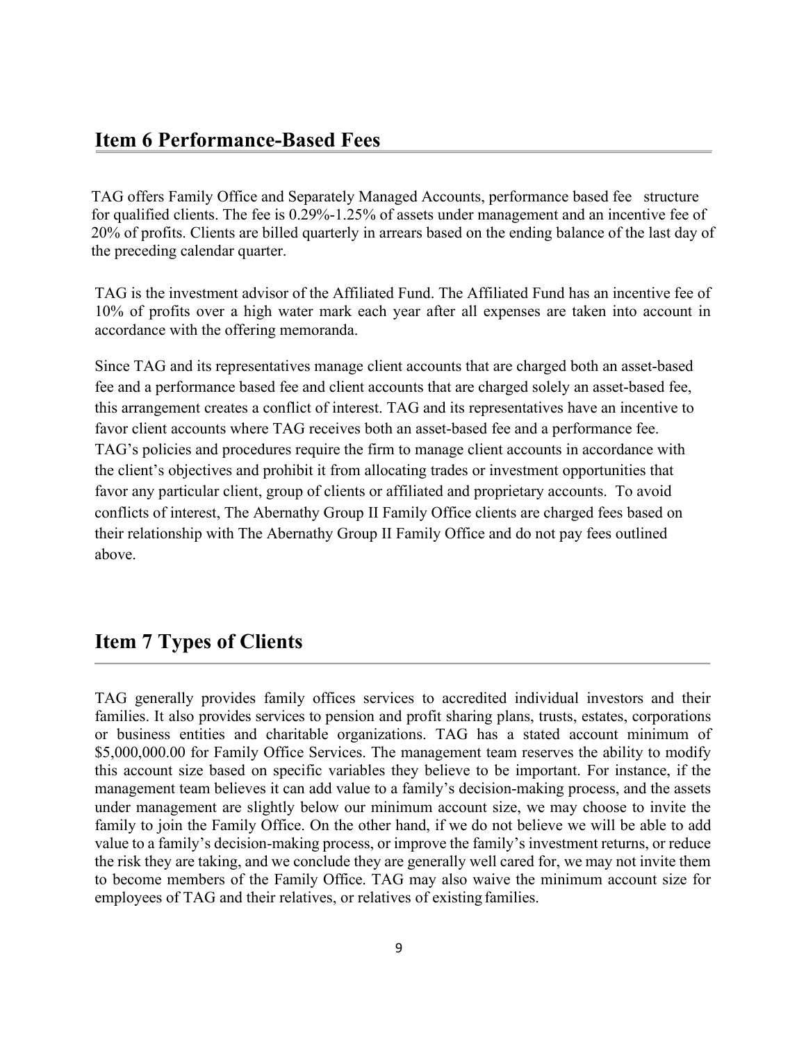## Item 6 Performance-Based Fees

TAG offers Family Office and Separately Managed Accounts, performance based fee structure for qualified clients. The fee is 0.29%-1.25% of assets under management and an incentive fee of 20% of profits. Clients are billed quarterly in arrears based on the ending balance of the last day of the preceding calendar quarter.

TAG is the investment advisor of the Affiliated Fund. The Affiliated Fund has an incentive fee of 10% of profits over a high water mark each year after all expenses are taken into account in accordance with the offering memoranda.

Since TAG and its representatives manage client accounts that are charged both an asset-based fee and a performance based fee and client accounts that are charged solely an asset-based fee, this arrangement creates a conflict of interest. TAG and its representatives have an incentive to favor client accounts where TAG receives both an asset-based fee and a performance fee. TAG's policies and procedures require the firm to manage client accounts in accordance with the client's objectives and prohibit it from allocating trades or investment opportunities that favor any particular client, group of clients or affiliated and proprietary accounts. To avoid conflicts of interest, The Abernathy Group II Family Office clients are charged fees based on their relationship with The Abernathy Group II Family Office and do not pay fees outlined above.

## Item 7 Types of Clients

TAG generally provides family offices services to accredited individual investors and their families. It also provides services to pension and profit sharing plans, trusts, estates, corporations or business entities and charitable organizations. TAG has a stated account minimum of $5,000,000.00 for Family Office Services. The management team reserves the ability to modify this account size based on specific variables they believe to be important. For instance, if the management team believes it can add value to a family's decision-making process, and the assets under management are slightly below our minimum account size, we may choose to invite the family to join the Family Office. On the other hand, if we do not believe we will be able to add value to a family's decision-making process, or improve the family's investment returns, or reduce the risk they are taking, and we conclude they are generally well cared for, we may not invite them to become members of the Family Office. TAG may also waive the minimum account size for employees of TAG and their relatives, or relatives of existing families.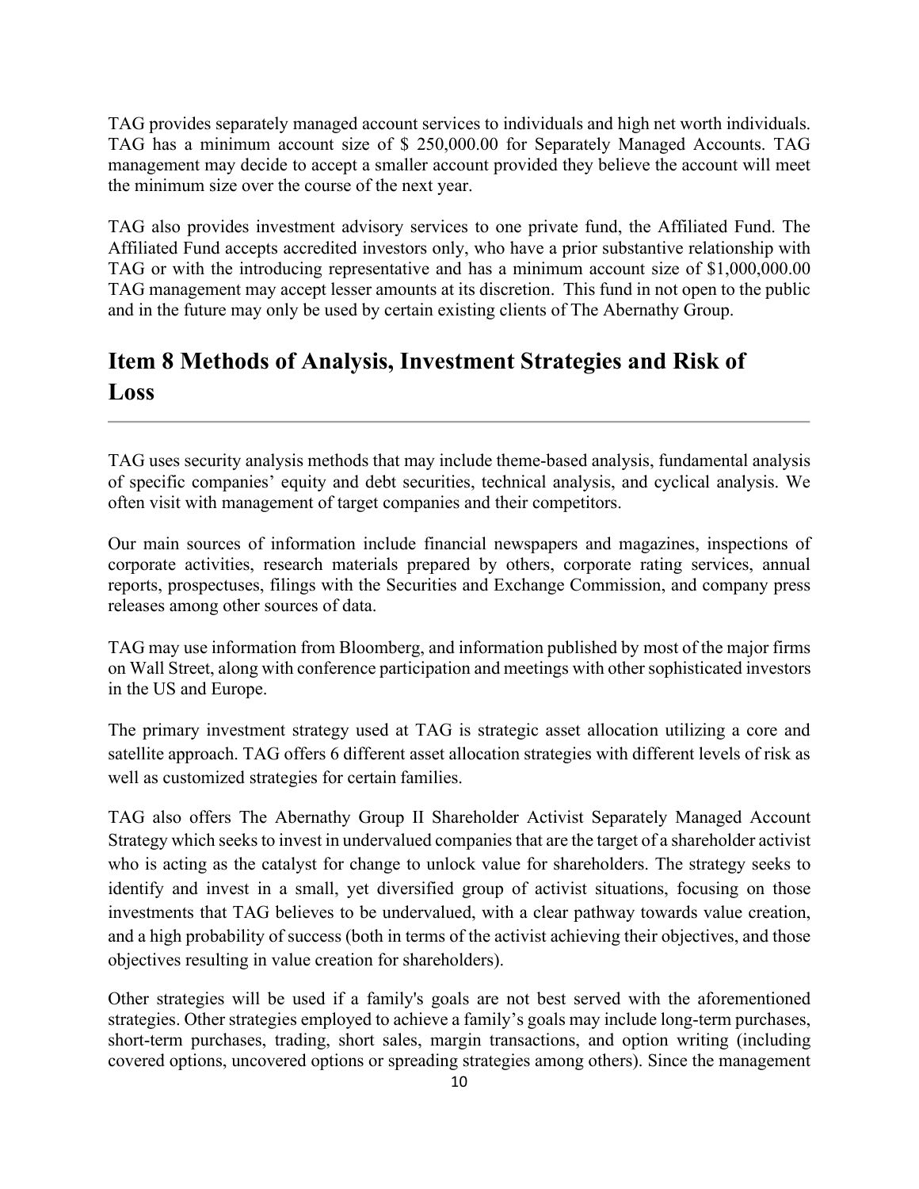TAG provides separately managed account services to individuals and high net worth individuals. TAG has a minimum account size of $ 250,000.00 for Separately Managed Accounts. TAG management may decide to accept a smaller account provided they believe the account will meet the minimum size over the course of the next year.

TAG also provides investment advisory services to one private fund, the Affiliated Fund. The Affiliated Fund accepts accredited investors only, who have a prior substantive relationship with TAG or with the introducing representative and has a minimum account size of $1,000,000.00 TAG management may accept lesser amounts at its discretion. This fund in not open to the public and in the future may only be used by certain existing clients of The Abernathy Group.

## Item 8 Methods of Analysis, Investment Strategies and Risk of Loss

TAG uses security analysis methods that may include theme-based analysis, fundamental analysis of specific companies' equity and debt securities, technical analysis, and cyclical analysis. We often visit with management of target companies and their competitors.

Our main sources of information include financial newspapers and magazines, inspections of corporate activities, research materials prepared by others, corporate rating services, annual reports, prospectuses, filings with the Securities and Exchange Commission, and company press releases among other sources of data.

TAG may use information from Bloomberg, and information published by most of the major firms on Wall Street, along with conference participation and meetings with other sophisticated investors in the US and Europe.

The primary investment strategy used at TAG is strategic asset allocation utilizing a core and satellite approach. TAG offers 6 different asset allocation strategies with different levels of risk as well as customized strategies for certain families.

TAG also offers The Abernathy Group II Shareholder Activist Separately Managed Account Strategy which seeks to invest in undervalued companies that are the target of a shareholder activist who is acting as the catalyst for change to unlock value for shareholders. The strategy seeks to identify and invest in a small, yet diversified group of activist situations, focusing on those investments that TAG believes to be undervalued, with a clear pathway towards value creation, and a high probability of success (both in terms of the activist achieving their objectives, and those objectives resulting in value creation for shareholders).

Other strategies will be used if a family's goals are not best served with the aforementioned strategies. Other strategies employed to achieve a family's goals may include long-term purchases, short-term purchases, trading, short sales, margin transactions, and option writing (including covered options, uncovered options or spreading strategies among others). Since the management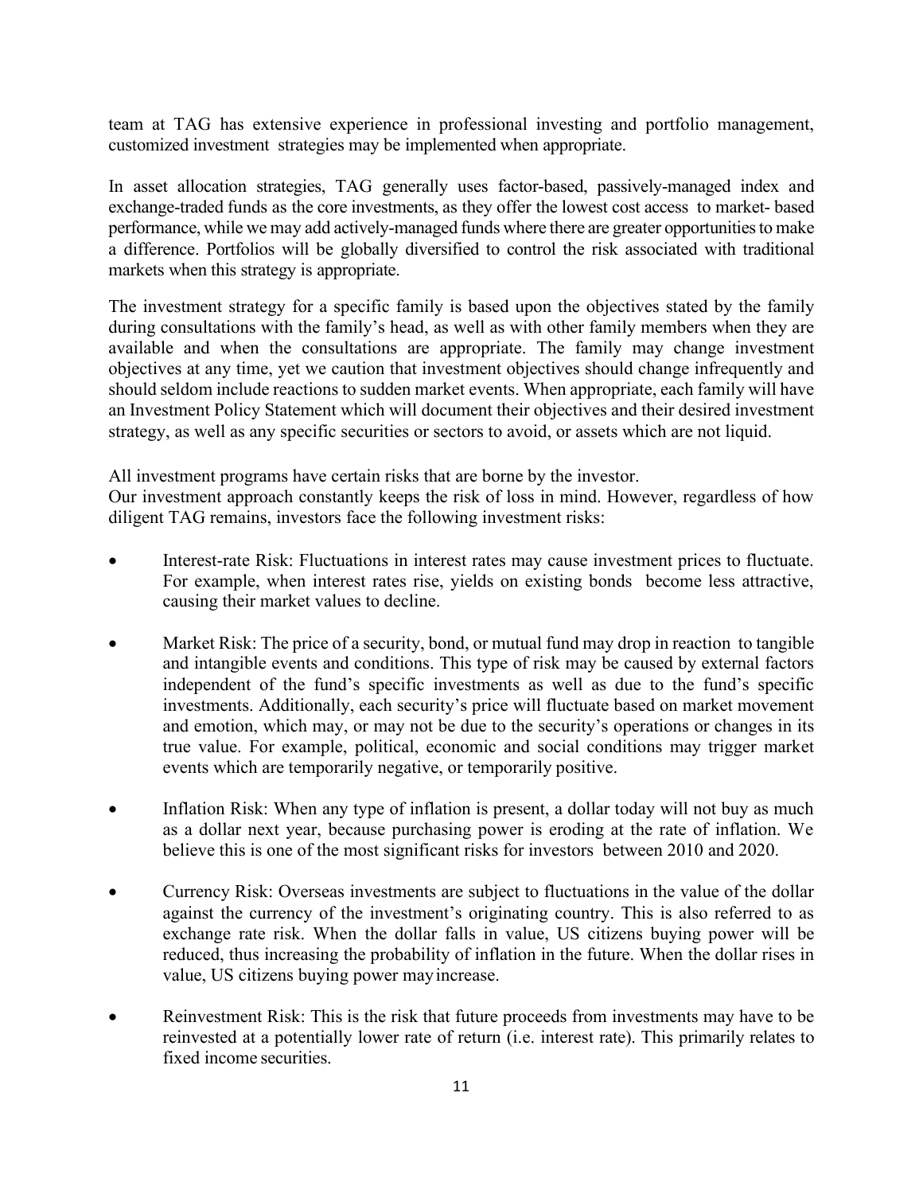team at TAG has extensive experience in professional investing and portfolio management, customized investment strategies may be implemented when appropriate.

In asset allocation strategies, TAG generally uses factor-based, passively-managed index and exchange-traded funds as the core investments, as they offer the lowest cost access to market- based performance, while we may add actively-managed funds where there are greater opportunities to make a difference. Portfolios will be globally diversified to control the risk associated with traditional markets when this strategy is appropriate.

The investment strategy for a specific family is based upon the objectives stated by the family during consultations with the family's head, as well as with other family members when they are available and when the consultations are appropriate. The family may change investment objectives at any time, yet we caution that investment objectives should change infrequently and should seldom include reactions to sudden market events. When appropriate, each family will have an Investment Policy Statement which will document their objectives and their desired investment strategy, as well as any specific securities or sectors to avoid, or assets which are not liquid.

All investment programs have certain risks that are borne by the investor.
Our investment approach constantly keeps the risk of loss in mind. However, regardless of how diligent TAG remains, investors face the following investment risks:

- Interest-rate Risk: Fluctuations in interest rates may cause investment prices to fluctuate. For example, when interest rates rise, yields on existing bonds become less attractive, causing their market values to decline.
- Market Risk: The price of a security, bond, or mutual fund may drop in reaction to tangible and intangible events and conditions. This type of risk may be caused by external factors independent of the fund's specific investments as well as due to the fund's specific investments. Additionally, each security's price will fluctuate based on market movement and emotion, which may, or may not be due to the security's operations or changes in its true value. For example, political, economic and social conditions may trigger market events which are temporarily negative, or temporarily positive.
- Inflation Risk: When any type of inflation is present, a dollar today will not buy as much as a dollar next year, because purchasing power is eroding at the rate of inflation. We believe this is one of the most significant risks for investors between 2010 and 2020.
- Currency Risk: Overseas investments are subject to fluctuations in the value of the dollar against the currency of the investment's originating country. This is also referred to as exchange rate risk. When the dollar falls in value, US citizens buying power will be reduced, thus increasing the probability of inflation in the future. When the dollar rises in value, US citizens buying power may increase.
- Reinvestment Risk: This is the risk that future proceeds from investments may have to be reinvested at a potentially lower rate of return (i.e. interest rate). This primarily relates to fixed income securities.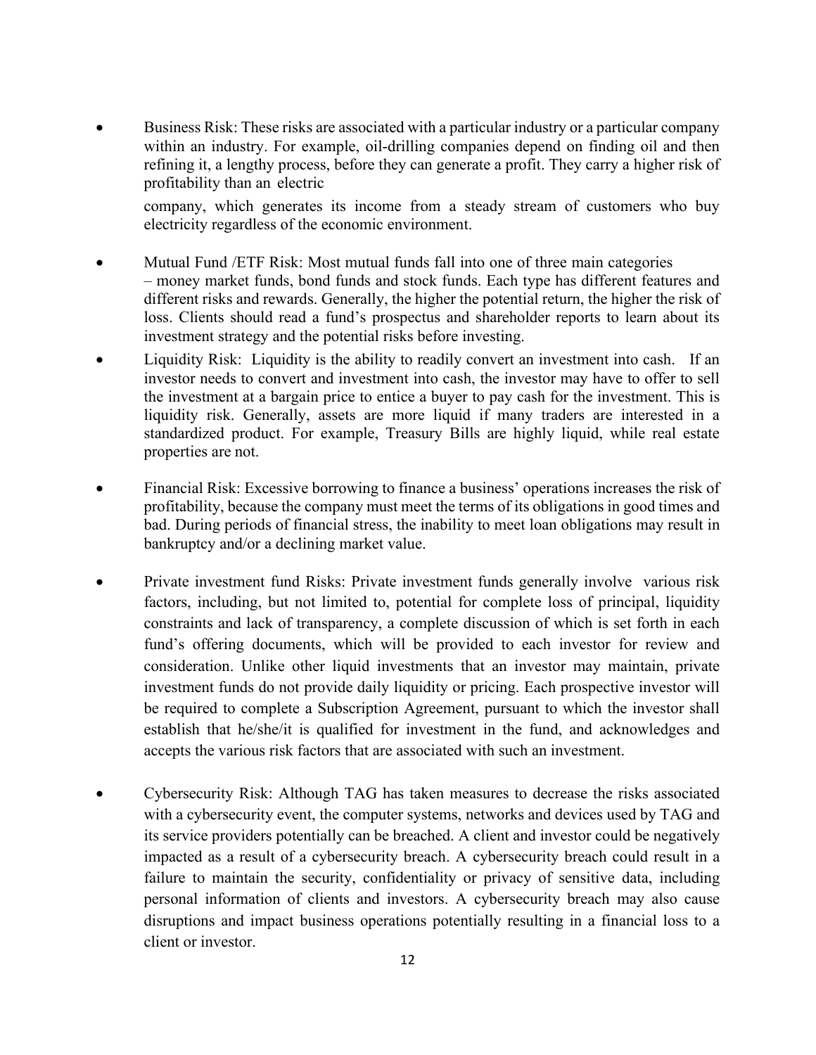- Business Risk: These risks are associated with a particular industry or a particular company within an industry. For example, oil-drilling companies depend on finding oil and then refining it, a lengthy process, before they can generate a profit. They carry a higher risk of profitability than an electric company, which generates its income from a steady stream of customers who buy electricity regardless of the economic environment.

- Mutual Fund /ETF Risk: Most mutual funds fall into one of three main categories – money market funds, bond funds and stock funds. Each type has different features and different risks and rewards. Generally, the higher the potential return, the higher the risk of loss. Clients should read a fund's prospectus and shareholder reports to learn about its investment strategy and the potential risks before investing.
- Liquidity Risk: Liquidity is the ability to readily convert an investment into cash. If an investor needs to convert and investment into cash, the investor may have to offer to sell the investment at a bargain price to entice a buyer to pay cash for the investment. This is liquidity risk. Generally, assets are more liquid if many traders are interested in a standardized product. For example, Treasury Bills are highly liquid, while real estate properties are not.

- Financial Risk: Excessive borrowing to finance a business' operations increases the risk of profitability, because the company must meet the terms of its obligations in good times and bad. During periods of financial stress, the inability to meet loan obligations may result in bankruptcy and/or a declining market value.

- Private investment fund Risks: Private investment funds generally involve various risk factors, including, but not limited to, potential for complete loss of principal, liquidity constraints and lack of transparency, a complete discussion of which is set forth in each fund's offering documents, which will be provided to each investor for review and consideration. Unlike other liquid investments that an investor may maintain, private investment funds do not provide daily liquidity or pricing. Each prospective investor will be required to complete a Subscription Agreement, pursuant to which the investor shall establish that he/she/it is qualified for investment in the fund, and acknowledges and accepts the various risk factors that are associated with such an investment.

- Cybersecurity Risk: Although TAG has taken measures to decrease the risks associated with a cybersecurity event, the computer systems, networks and devices used by TAG and its service providers potentially can be breached. A client and investor could be negatively impacted as a result of a cybersecurity breach. A cybersecurity breach could result in a failure to maintain the security, confidentiality or privacy of sensitive data, including personal information of clients and investors. A cybersecurity breach may also cause disruptions and impact business operations potentially resulting in a financial loss to a client or investor.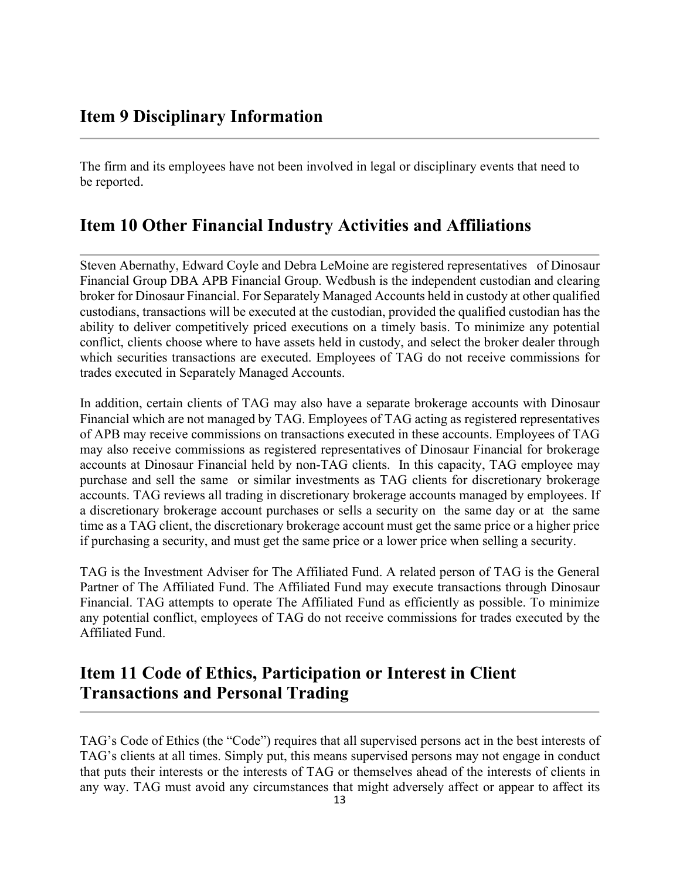## Item 9 Disciplinary Information

The firm and its employees have not been involved in legal or disciplinary events that need to be reported.

## Item 10 Other Financial Industry Activities and Affiliations

Steven Abernathy, Edward Coyle and Debra LeMoine are registered representatives of Dinosaur Financial Group DBA APB Financial Group. Wedbush is the independent custodian and clearing broker for Dinosaur Financial. For Separately Managed Accounts held in custody at other qualified custodians, transactions will be executed at the custodian, provided the qualified custodian has the ability to deliver competitively priced executions on a timely basis. To minimize any potential conflict, clients choose where to have assets held in custody, and select the broker dealer through which securities transactions are executed. Employees of TAG do not receive commissions for trades executed in Separately Managed Accounts.

In addition, certain clients of TAG may also have a separate brokerage accounts with Dinosaur Financial which are not managed by TAG. Employees of TAG acting as registered representatives of APB may receive commissions on transactions executed in these accounts. Employees of TAG may also receive commissions as registered representatives of Dinosaur Financial for brokerage accounts at Dinosaur Financial held by non-TAG clients. In this capacity, TAG employee may purchase and sell the same or similar investments as TAG clients for discretionary brokerage accounts. TAG reviews all trading in discretionary brokerage accounts managed by employees. If a discretionary brokerage account purchases or sells a security on the same day or at the same time as a TAG client, the discretionary brokerage account must get the same price or a higher price if purchasing a security, and must get the same price or a lower price when selling a security.

TAG is the Investment Adviser for The Affiliated Fund. A related person of TAG is the General Partner of The Affiliated Fund. The Affiliated Fund may execute transactions through Dinosaur Financial. TAG attempts to operate The Affiliated Fund as efficiently as possible. To minimize any potential conflict, employees of TAG do not receive commissions for trades executed by the Affiliated Fund.

## Item 11 Code of Ethics, Participation or Interest in Client Transactions and Personal Trading

TAG's Code of Ethics (the "Code") requires that all supervised persons act in the best interests of TAG's clients at all times. Simply put, this means supervised persons may not engage in conduct that puts their interests or the interests of TAG or themselves ahead of the interests of clients in any way. TAG must avoid any circumstances that might adversely affect or appear to affect its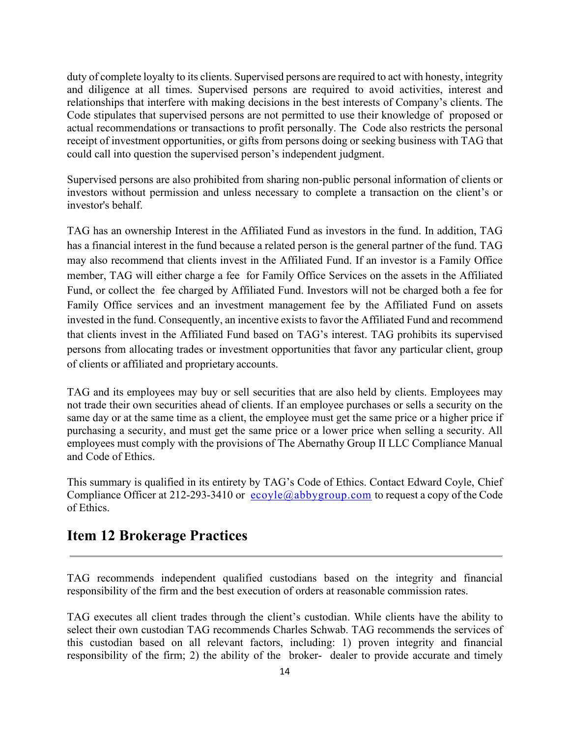duty of complete loyalty to its clients. Supervised persons are required to act with honesty, integrity and diligence at all times. Supervised persons are required to avoid activities, interest and relationships that interfere with making decisions in the best interests of Company's clients. The Code stipulates that supervised persons are not permitted to use their knowledge of proposed or actual recommendations or transactions to profit personally. The Code also restricts the personal receipt of investment opportunities, or gifts from persons doing or seeking business with TAG that could call into question the supervised person's independent judgment.

Supervised persons are also prohibited from sharing non-public personal information of clients or investors without permission and unless necessary to complete a transaction on the client's or investor's behalf.

TAG has an ownership Interest in the Affiliated Fund as investors in the fund. In addition, TAG has a financial interest in the fund because a related person is the general partner of the fund. TAG may also recommend that clients invest in the Affiliated Fund. If an investor is a Family Office member, TAG will either charge a fee for Family Office Services on the assets in the Affiliated Fund, or collect the fee charged by Affiliated Fund. Investors will not be charged both a fee for Family Office services and an investment management fee by the Affiliated Fund on assets invested in the fund. Consequently, an incentive exists to favor the Affiliated Fund and recommend that clients invest in the Affiliated Fund based on TAG's interest. TAG prohibits its supervised persons from allocating trades or investment opportunities that favor any particular client, group of clients or affiliated and proprietary accounts.

TAG and its employees may buy or sell securities that are also held by clients. Employees may not trade their own securities ahead of clients. If an employee purchases or sells a security on the same day or at the same time as a client, the employee must get the same price or a higher price if purchasing a security, and must get the same price or a lower price when selling a security. All employees must comply with the provisions of The Abernathy Group II LLC Compliance Manual and Code of Ethics.

This summary is qualified in its entirety by TAG's Code of Ethics. Contact Edward Coyle, Chief Compliance Officer at 212-293-3410 or ecoyle@abbygroup.com to request a copy of the Code of Ethics.

## Item 12 Brokerage Practices

TAG recommends independent qualified custodians based on the integrity and financial responsibility of the firm and the best execution of orders at reasonable commission rates.

TAG executes all client trades through the client's custodian. While clients have the ability to select their own custodian TAG recommends Charles Schwab. TAG recommends the services of this custodian based on all relevant factors, including: 1) proven integrity and financial responsibility of the firm; 2) the ability of the broker- dealer to provide accurate and timely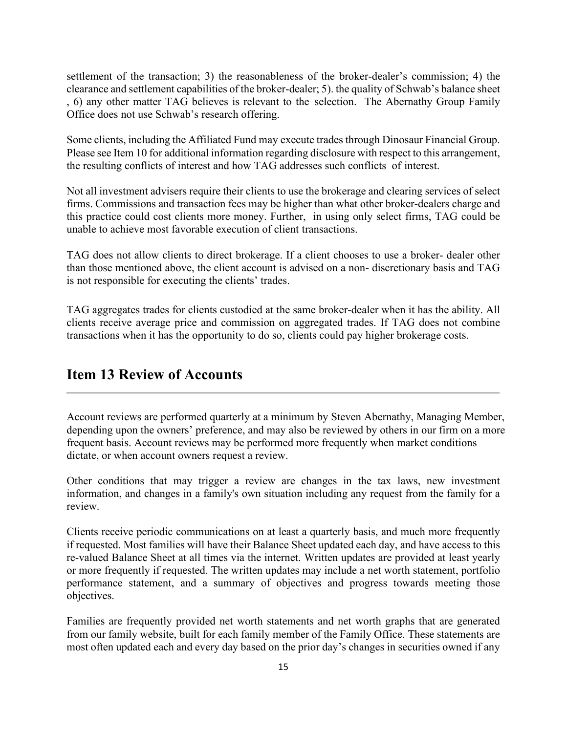settlement of the transaction; 3) the reasonableness of the broker-dealer's commission; 4) the clearance and settlement capabilities of the broker-dealer; 5). the quality of Schwab's balance sheet , 6) any other matter TAG believes is relevant to the selection. The Abernathy Group Family Office does not use Schwab's research offering.

Some clients, including the Affiliated Fund may execute trades through Dinosaur Financial Group. Please see Item 10 for additional information regarding disclosure with respect to this arrangement, the resulting conflicts of interest and how TAG addresses such conflicts of interest.

Not all investment advisers require their clients to use the brokerage and clearing services of select firms. Commissions and transaction fees may be higher than what other broker-dealers charge and this practice could cost clients more money. Further, in using only select firms, TAG could be unable to achieve most favorable execution of client transactions.

TAG does not allow clients to direct brokerage. If a client chooses to use a broker- dealer other than those mentioned above, the client account is advised on a non- discretionary basis and TAG is not responsible for executing the clients' trades.

TAG aggregates trades for clients custodied at the same broker-dealer when it has the ability. All clients receive average price and commission on aggregated trades. If TAG does not combine transactions when it has the opportunity to do so, clients could pay higher brokerage costs.

## Item 13 Review of Accounts

Account reviews are performed quarterly at a minimum by Steven Abernathy, Managing Member, depending upon the owners' preference, and may also be reviewed by others in our firm on a more frequent basis. Account reviews may be performed more frequently when market conditions dictate, or when account owners request a review.

Other conditions that may trigger a review are changes in the tax laws, new investment information, and changes in a family's own situation including any request from the family for a review.

Clients receive periodic communications on at least a quarterly basis, and much more frequently if requested. Most families will have their Balance Sheet updated each day, and have access to this re-valued Balance Sheet at all times via the internet. Written updates are provided at least yearly or more frequently if requested. The written updates may include a net worth statement, portfolio performance statement, and a summary of objectives and progress towards meeting those objectives.

Families are frequently provided net worth statements and net worth graphs that are generated from our family website, built for each family member of the Family Office. These statements are most often updated each and every day based on the prior day's changes in securities owned if any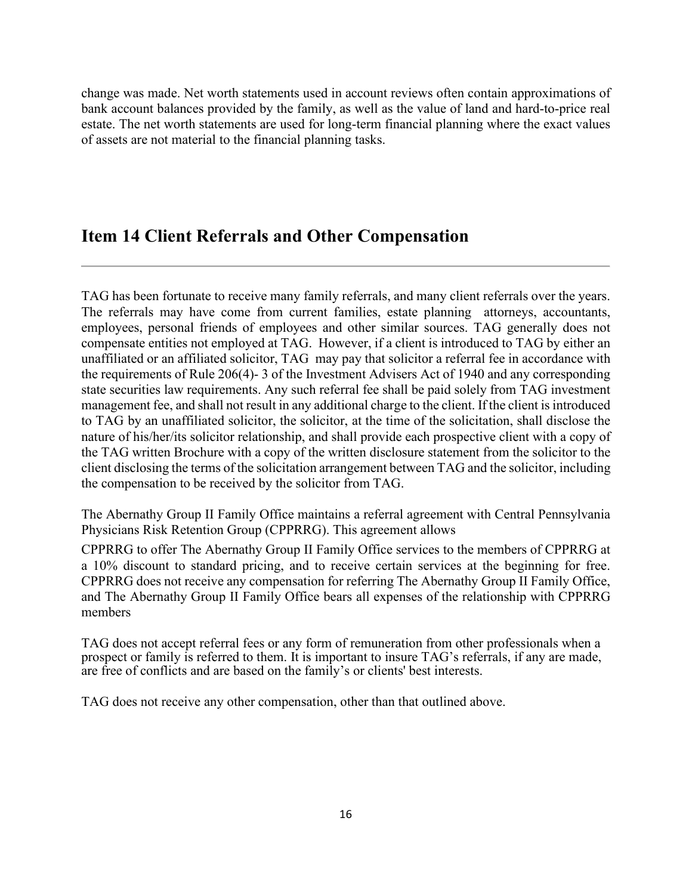change was made. Net worth statements used in account reviews often contain approximations of bank account balances provided by the family, as well as the value of land and hard-to-price real estate. The net worth statements are used for long-term financial planning where the exact values of assets are not material to the financial planning tasks.

## Item 14 Client Referrals and Other Compensation

TAG has been fortunate to receive many family referrals, and many client referrals over the years. The referrals may have come from current families, estate planning attorneys, accountants, employees, personal friends of employees and other similar sources. TAG generally does not compensate entities not employed at TAG. However, if a client is introduced to TAG by either an unaffiliated or an affiliated solicitor, TAG may pay that solicitor a referral fee in accordance with the requirements of Rule 206(4)- 3 of the Investment Advisers Act of 1940 and any corresponding state securities law requirements. Any such referral fee shall be paid solely from TAG investment management fee, and shall not result in any additional charge to the client. If the client is introduced to TAG by an unaffiliated solicitor, the solicitor, at the time of the solicitation, shall disclose the nature of his/her/its solicitor relationship, and shall provide each prospective client with a copy of the TAG written Brochure with a copy of the written disclosure statement from the solicitor to the client disclosing the terms of the solicitation arrangement between TAG and the solicitor, including the compensation to be received by the solicitor from TAG.

The Abernathy Group II Family Office maintains a referral agreement with Central Pennsylvania Physicians Risk Retention Group (CPPRRG). This agreement allows CPPRRG to offer The Abernathy Group II Family Office services to the members of CPPRRG at a 10% discount to standard pricing, and to receive certain services at the beginning for free. CPPRRG does not receive any compensation for referring The Abernathy Group II Family Office, and The Abernathy Group II Family Office bears all expenses of the relationship with CPPRRG members

TAG does not accept referral fees or any form of remuneration from other professionals when a prospect or family is referred to them. It is important to insure TAG's referrals, if any are made, are free of conflicts and are based on the family's or clients' best interests.

TAG does not receive any other compensation, other than that outlined above.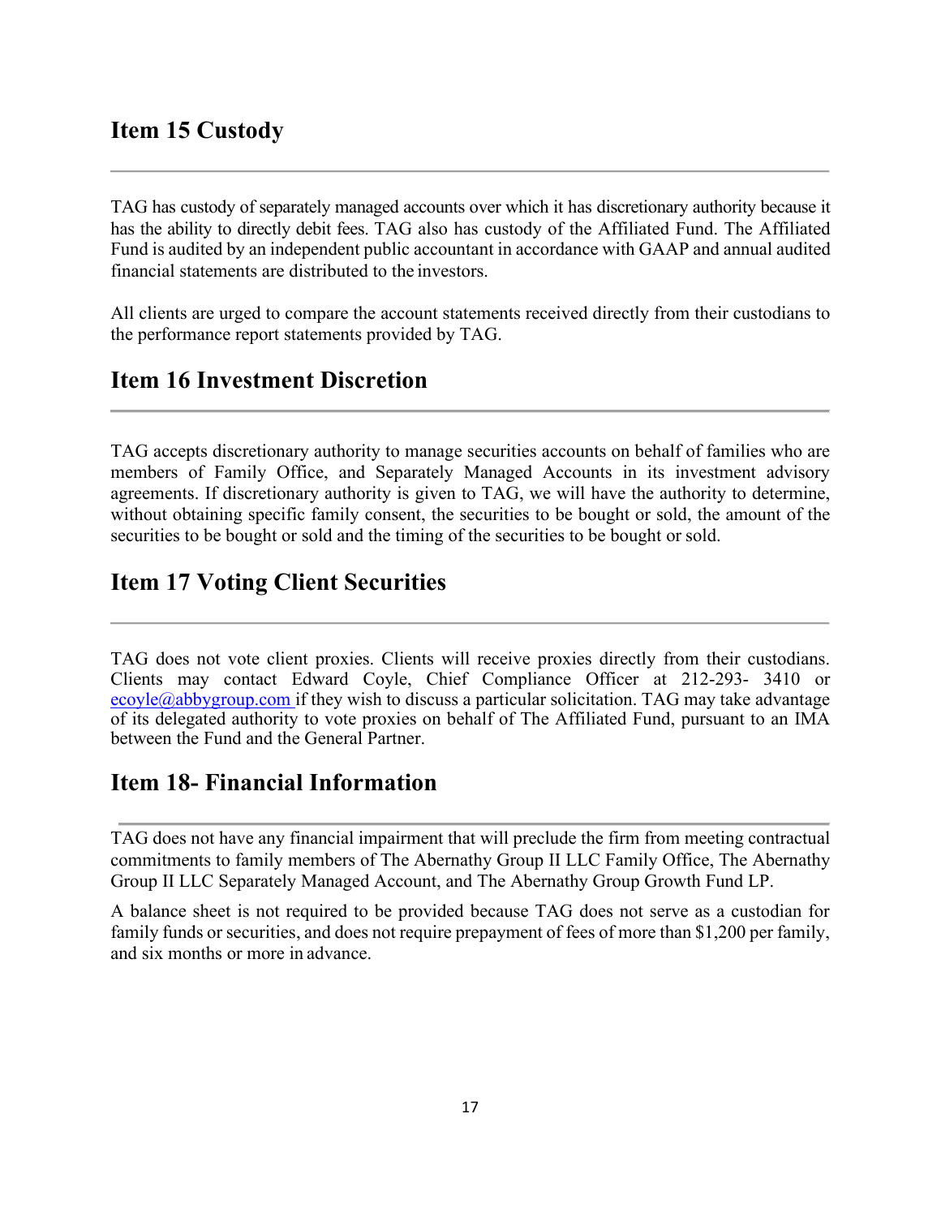## Item 15 Custody

TAG has custody of separately managed accounts over which it has discretionary authority because it has the ability to directly debit fees. TAG also has custody of the Affiliated Fund. The Affiliated Fund is audited by an independent public accountant in accordance with GAAP and annual audited financial statements are distributed to the investors.

All clients are urged to compare the account statements received directly from their custodians to the performance report statements provided by TAG.

## Item 16 Investment Discretion

TAG accepts discretionary authority to manage securities accounts on behalf of families who are members of Family Office, and Separately Managed Accounts in its investment advisory agreements. If discretionary authority is given to TAG, we will have the authority to determine, without obtaining specific family consent, the securities to be bought or sold, the amount of the securities to be bought or sold and the timing of the securities to be bought or sold.

## Item 17 Voting Client Securities

TAG does not vote client proxies. Clients will receive proxies directly from their custodians. Clients may contact Edward Coyle, Chief Compliance Officer at 212-293- 3410 or ecoyle@abbygroup.com if they wish to discuss a particular solicitation. TAG may take advantage of its delegated authority to vote proxies on behalf of The Affiliated Fund, pursuant to an IMA between the Fund and the General Partner.

## Item 18- Financial Information

TAG does not have any financial impairment that will preclude the firm from meeting contractual commitments to family members of The Abernathy Group II LLC Family Office, The Abernathy Group II LLC Separately Managed Account, and The Abernathy Group Growth Fund LP.

A balance sheet is not required to be provided because TAG does not serve as a custodian for family funds or securities, and does not require prepayment of fees of more than $1,200 per family, and six months or more in advance.